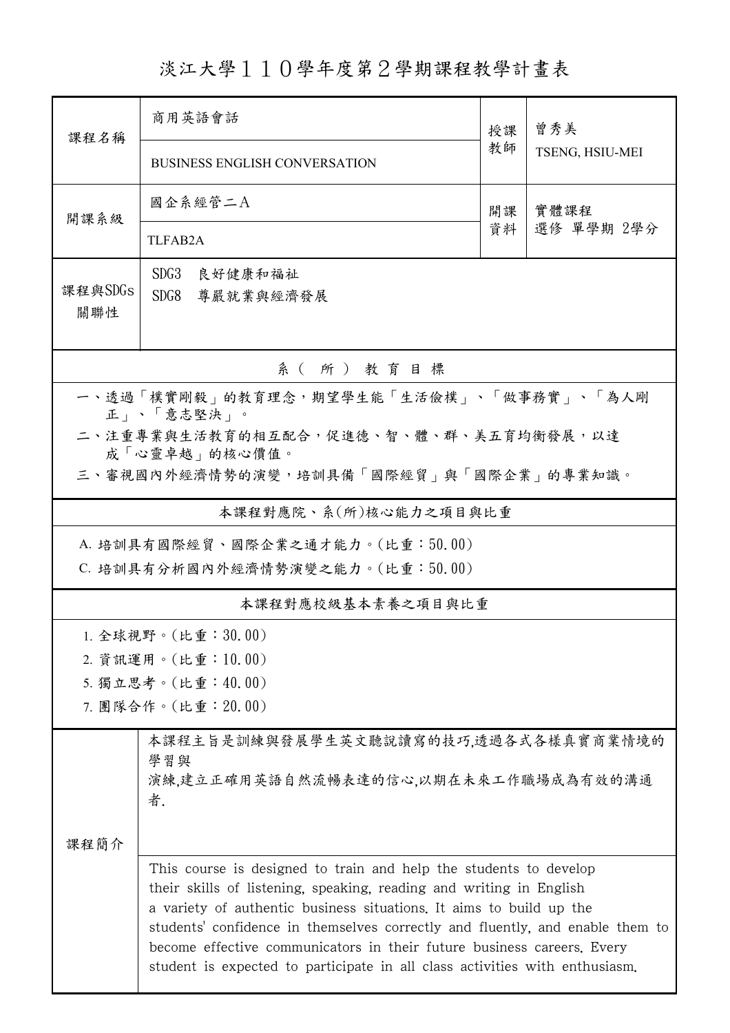# 淡江大學１１０學年度第２學期課程教學計畫表

| 課程名稱 | 商用英語會話<br>BUSINESS ENGLISH CONVERSATION | 授課教師 | 曾秀美<br>TSENG, HSIU-MEI |
|---|---|---|---|
| 開課系級 | 國企系經管二A<br>TLFAB2A | 開課資料 | 實體課程<br>選修 單學期 2學分 |
| 課程與SDGs關聯性 | SDG3　良好健康和福祉<br>SDG8　尊嚴就業與經濟發展 | | |

## 系（所）教育目標

一、透過「樸實剛毅」的教育理念，期望學生能「生活儉樸」、「做事務實」、「為人剛正」、「意志堅決」。

二、注重專業與生活教育的相互配合，促進德、智、體、群、美五育均衡發展，以達成「心靈卓越」的核心價值。

三、審視國內外經濟情勢的演變，培訓具備「國際經貿」與「國際企業」的專業知識。

## 本課程對應院、系(所)核心能力之項目與比重

A. 培訓具有國際經貿、國際企業之通才能力。(比重：50.00)

C. 培訓具有分析國內外經濟情勢演變之能力。(比重：50.00)

## 本課程對應校級基本素養之項目與比重

1. 全球視野。(比重：30.00)
2. 資訊運用。(比重：10.00)
5. 獨立思考。(比重：40.00)
7. 團隊合作。(比重：20.00)

## 課程簡介

本課程主旨是訓練與發展學生英文聽說讀寫的技巧,透過各式各樣真實商業情境的學習與
演練,建立正確用英語自然流暢表達的信心,以期在未來工作職場成為有效的溝通者.

This course is designed to train and help the students to develop their skills of listening, speaking, reading and writing in English a variety of authentic business situations. It aims to build up the students' confidence in themselves correctly and fluently, and enable them to become effective communicators in their future business careers. Every student is expected to participate in all class activities with enthusiasm.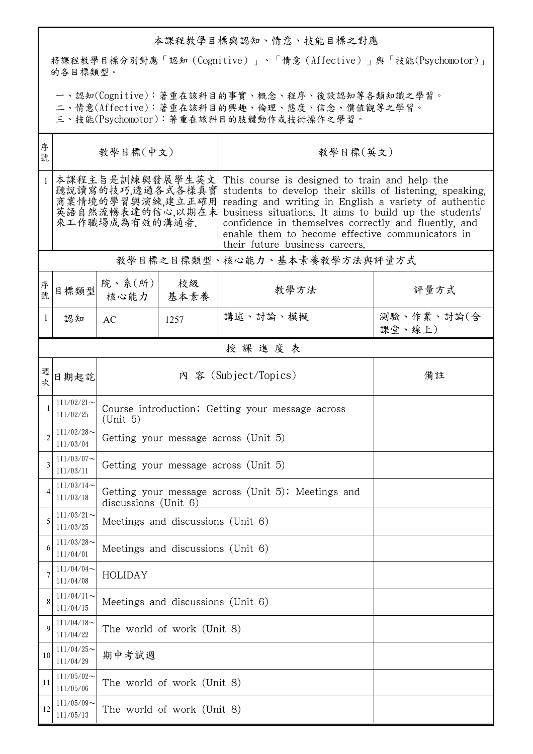## 本課程教學目標與認知、情意、技能目標之對應

將課程教學目標分別對應「認知（Cognitive）」、「情意（Affective）」與「技能(Psychomotor)」的各目標類型。

一、認知(Cognitive)：著重在該科目的事實、概念、程序、後設認知等各類知識之學習。
二、情意(Affective)：著重在該科目的興趣、倫理、態度、信念、價值觀等之學習。
三、技能(Psychomotor)：著重在該科目的肢體動作或技術操作之學習。

| 序號 | 教學目標(中文) | 教學目標(英文) |
|---|---|---|
| 1 | 本課程主旨是訓練與發展學生英文聽說讀寫的技巧,透過各式各樣真實商業情境的學習與演練,建立正確用英語自然流暢表達的信心,以期在未來工作職場成為有效的溝通者. | This course is designed to train and help the students to develop their skills of listening, speaking, reading and writing in English a variety of authentic business situations. It aims to build up the students' confidence in themselves correctly and fluently, and enable them to become effective communicators in their future business careers. |

### 教學目標之目標類型、核心能力、基本素養教學方法與評量方式

| 序號 | 目標類型 | 院、系(所)核心能力 | 校級基本素養 | 教學方法 | 評量方式 |
|---|---|---|---|---|---|
| 1 | 認知 | AC | 1257 | 講述、討論、模擬 | 測驗、作業、討論(含課堂、線上) |

### 授 課 進 度 表

| 週次 | 日期起訖 | 內 容 (Subject/Topics) | 備註 |
|---|---|---|---|
| 1 | 111/02/21～111/02/25 | Course introduction; Getting your message across (Unit 5) | |
| 2 | 111/02/28～111/03/04 | Getting your message across (Unit 5) | |
| 3 | 111/03/07～111/03/11 | Getting your message across (Unit 5) | |
| 4 | 111/03/14～111/03/18 | Getting your message across (Unit 5); Meetings and discussions (Unit 6) | |
| 5 | 111/03/21～111/03/25 | Meetings and discussions (Unit 6) | |
| 6 | 111/03/28～111/04/01 | Meetings and discussions (Unit 6) | |
| 7 | 111/04/04～111/04/08 | HOLIDAY | |
| 8 | 111/04/11～111/04/15 | Meetings and discussions (Unit 6) | |
| 9 | 111/04/18～111/04/22 | The world of work (Unit 8) | |
| 10 | 111/04/25～111/04/29 | 期中考試週 | |
| 11 | 111/05/02～111/05/06 | The world of work (Unit 8) | |
| 12 | 111/05/09～111/05/13 | The world of work (Unit 8) | |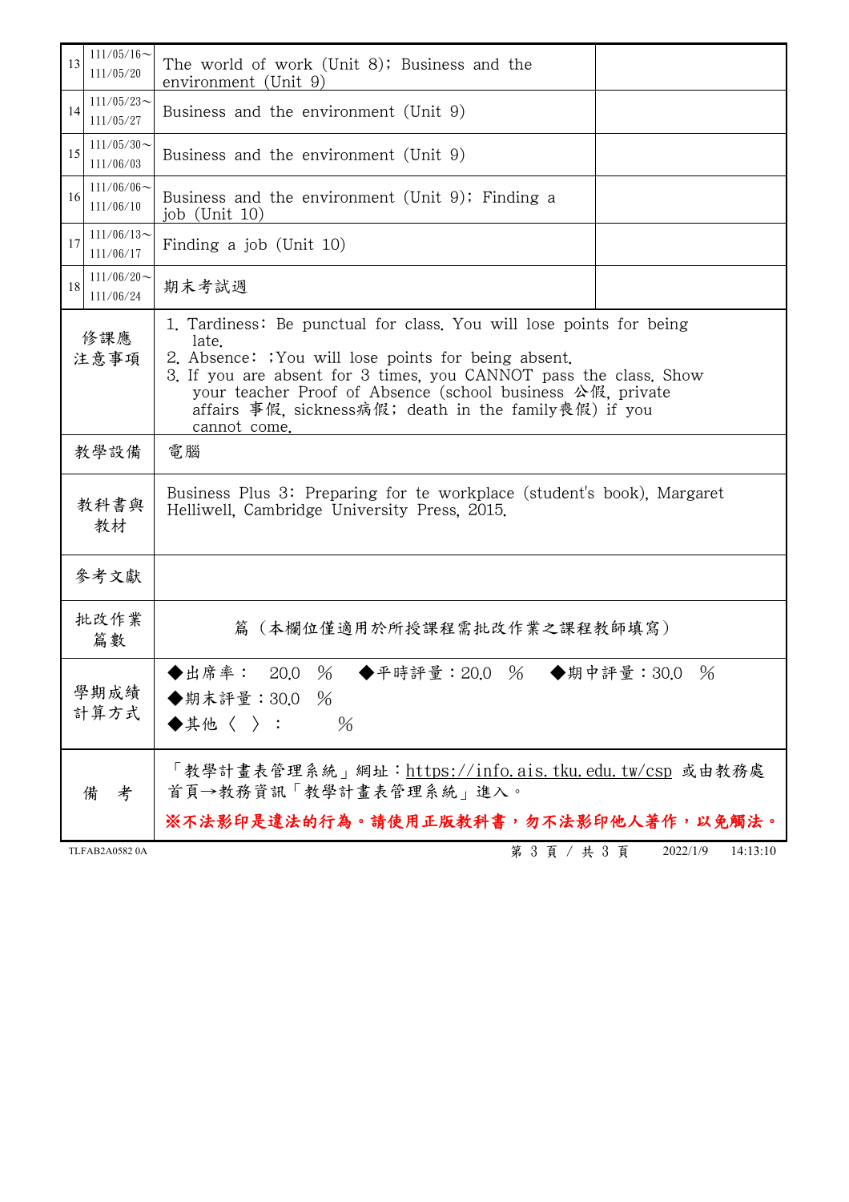| | | | |
|---|---|---|---|
| 13 | 111/05/16～111/05/20 | The world of work (Unit 8); Business and the environment (Unit 9) | |
| 14 | 111/05/23～111/05/27 | Business and the environment (Unit 9) | |
| 15 | 111/05/30～111/06/03 | Business and the environment (Unit 9) | |
| 16 | 111/06/06～111/06/10 | Business and the environment (Unit 9); Finding a job (Unit 10) | |
| 17 | 111/06/13～111/06/17 | Finding a job (Unit 10) | |
| 18 | 111/06/20～111/06/24 | 期末考試週 | |

| | |
|---|---|
| 修課應注意事項 | 1. Tardiness: Be punctual for class. You will lose points for being late.<br>2. Absence: ;You will lose points for being absent.<br>3. If you are absent for 3 times, you CANNOT pass the class. Show your teacher Proof of Absence (school business 公假, private affairs 事假, sickness病假; death in the family喪假) if you cannot come. |
| 教學設備 | 電腦 |
| 教科書與教材 | Business Plus 3: Preparing for te workplace (student's book), Margaret Helliwell, Cambridge University Press, 2015. |
| 參考文獻 | |
| 批改作業篇數 | 篇（本欄位僅適用於所授課程需批改作業之課程教師填寫） |
| 學期成績計算方式 | ◆出席率： 20.0 ％　◆平時評量：20.0 ％　◆期中評量：30.0 ％<br>◆期末評量：30.0 ％<br>◆其他〈 〉： ％ |
| 備　考 | 「教學計畫表管理系統」網址：https://info.ais.tku.edu.tw/csp 或由教務處首頁→教務資訊「教學計畫表管理系統」進入。<br>**※不法影印是違法的行為。請使用正版教科書，勿不法影印他人著作，以免觸法。** |

TLFAB2A0582 0A　　2022/1/9　14:13:10